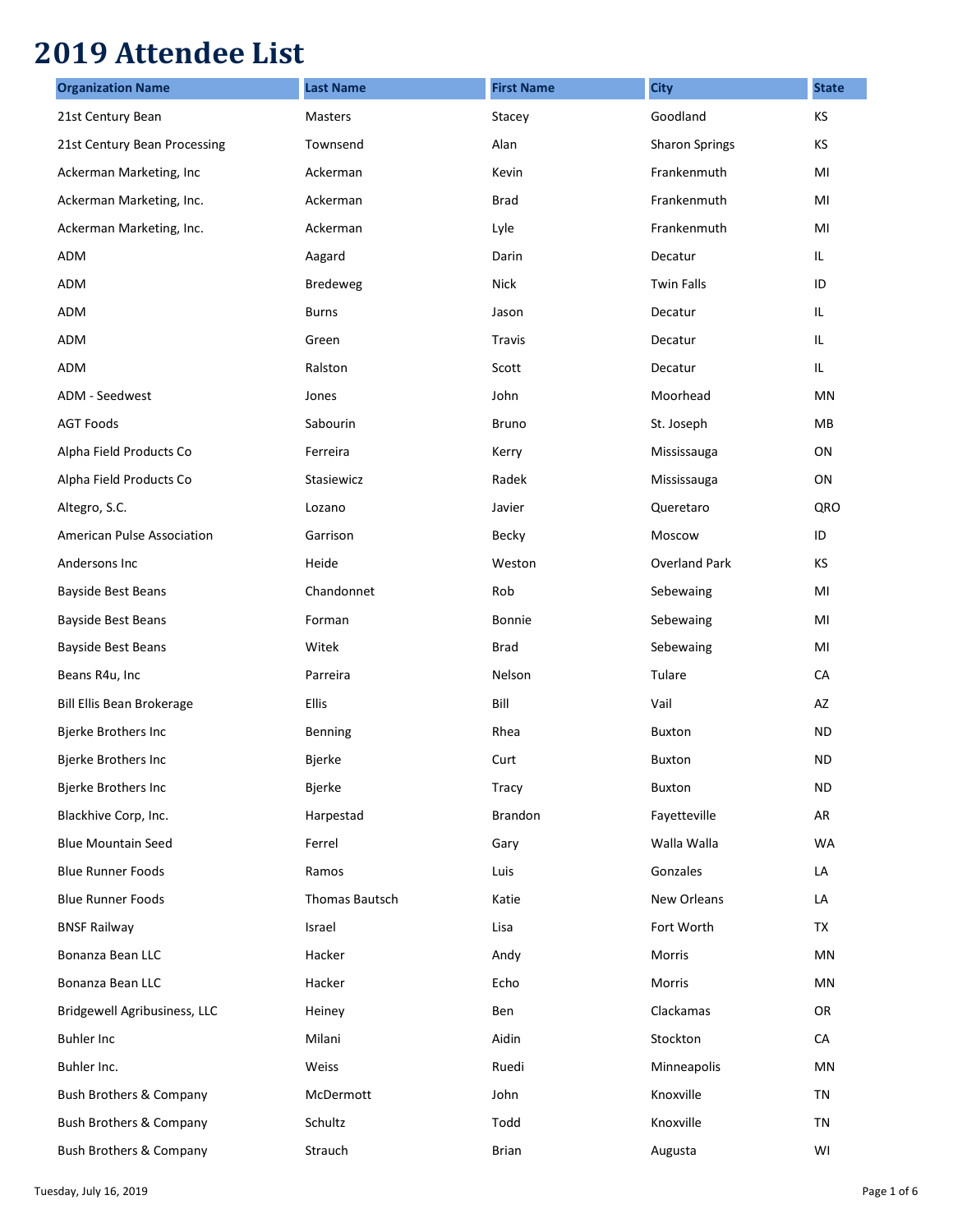# 2019 Attendee List

| Organization Name | Last Name | First Name | City | State |
| --- | --- | --- | --- | --- |
| 21st Century Bean | Masters | Stacey | Goodland | KS |
| 21st Century Bean Processing | Townsend | Alan | Sharon Springs | KS |
| Ackerman Marketing, Inc | Ackerman | Kevin | Frankenmuth | MI |
| Ackerman Marketing, Inc. | Ackerman | Brad | Frankenmuth | MI |
| Ackerman Marketing, Inc. | Ackerman | Lyle | Frankenmuth | MI |
| ADM | Aagard | Darin | Decatur | IL |
| ADM | Bredeweg | Nick | Twin Falls | ID |
| ADM | Burns | Jason | Decatur | IL |
| ADM | Green | Travis | Decatur | IL |
| ADM | Ralston | Scott | Decatur | IL |
| ADM - Seedwest | Jones | John | Moorhead | MN |
| AGT Foods | Sabourin | Bruno | St. Joseph | MB |
| Alpha Field Products Co | Ferreira | Kerry | Mississauga | ON |
| Alpha Field Products Co | Stasiewicz | Radek | Mississauga | ON |
| Altegro, S.C. | Lozano | Javier | Queretaro | QRO |
| American Pulse Association | Garrison | Becky | Moscow | ID |
| Andersons Inc | Heide | Weston | Overland Park | KS |
| Bayside Best Beans | Chandonnet | Rob | Sebewaing | MI |
| Bayside Best Beans | Forman | Bonnie | Sebewaing | MI |
| Bayside Best Beans | Witek | Brad | Sebewaing | MI |
| Beans R4u, Inc | Parreira | Nelson | Tulare | CA |
| Bill Ellis Bean Brokerage | Ellis | Bill | Vail | AZ |
| Bjerke Brothers Inc | Benning | Rhea | Buxton | ND |
| Bjerke Brothers Inc | Bjerke | Curt | Buxton | ND |
| Bjerke Brothers Inc | Bjerke | Tracy | Buxton | ND |
| Blackhive Corp, Inc. | Harpestad | Brandon | Fayetteville | AR |
| Blue Mountain Seed | Ferrel | Gary | Walla Walla | WA |
| Blue Runner Foods | Ramos | Luis | Gonzales | LA |
| Blue Runner Foods | Thomas Bautsch | Katie | New Orleans | LA |
| BNSF Railway | Israel | Lisa | Fort Worth | TX |
| Bonanza Bean LLC | Hacker | Andy | Morris | MN |
| Bonanza Bean LLC | Hacker | Echo | Morris | MN |
| Bridgewell Agribusiness, LLC | Heiney | Ben | Clackamas | OR |
| Buhler Inc | Milani | Aidin | Stockton | CA |
| Buhler Inc. | Weiss | Ruedi | Minneapolis | MN |
| Bush Brothers & Company | McDermott | John | Knoxville | TN |
| Bush Brothers & Company | Schultz | Todd | Knoxville | TN |
| Bush Brothers & Company | Strauch | Brian | Augusta | WI |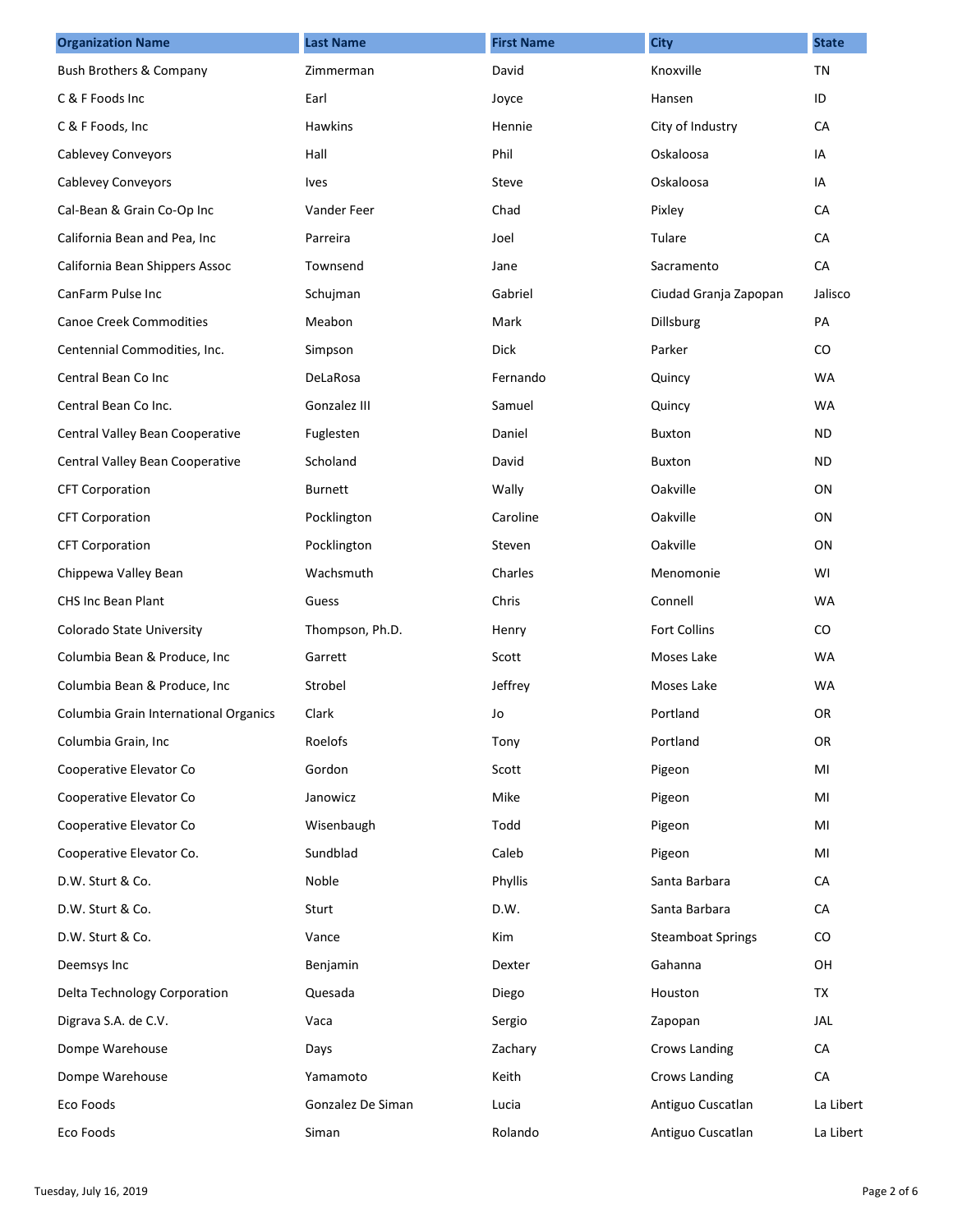| Organization Name | Last Name | First Name | City | State |
| --- | --- | --- | --- | --- |
| Bush Brothers & Company | Zimmerman | David | Knoxville | TN |
| C & F Foods Inc | Earl | Joyce | Hansen | ID |
| C & F Foods, Inc | Hawkins | Hennie | City of Industry | CA |
| Cablevey Conveyors | Hall | Phil | Oskaloosa | IA |
| Cablevey Conveyors | Ives | Steve | Oskaloosa | IA |
| Cal-Bean & Grain Co-Op Inc | Vander Feer | Chad | Pixley | CA |
| California Bean and Pea, Inc | Parreira | Joel | Tulare | CA |
| California Bean Shippers Assoc | Townsend | Jane | Sacramento | CA |
| CanFarm Pulse Inc | Schujman | Gabriel | Ciudad Granja Zapopan | Jalisco |
| Canoe Creek Commodities | Meabon | Mark | Dillsburg | PA |
| Centennial Commodities, Inc. | Simpson | Dick | Parker | CO |
| Central Bean Co Inc | DeLaRosa | Fernando | Quincy | WA |
| Central Bean Co Inc. | Gonzalez III | Samuel | Quincy | WA |
| Central Valley Bean Cooperative | Fuglesten | Daniel | Buxton | ND |
| Central Valley Bean Cooperative | Scholand | David | Buxton | ND |
| CFT Corporation | Burnett | Wally | Oakville | ON |
| CFT Corporation | Pocklington | Caroline | Oakville | ON |
| CFT Corporation | Pocklington | Steven | Oakville | ON |
| Chippewa Valley Bean | Wachsmuth | Charles | Menomonie | WI |
| CHS Inc Bean Plant | Guess | Chris | Connell | WA |
| Colorado State University | Thompson, Ph.D. | Henry | Fort Collins | CO |
| Columbia Bean & Produce, Inc | Garrett | Scott | Moses Lake | WA |
| Columbia Bean & Produce, Inc | Strobel | Jeffrey | Moses Lake | WA |
| Columbia Grain International Organics | Clark | Jo | Portland | OR |
| Columbia Grain, Inc | Roelofs | Tony | Portland | OR |
| Cooperative Elevator Co | Gordon | Scott | Pigeon | MI |
| Cooperative Elevator Co | Janowicz | Mike | Pigeon | MI |
| Cooperative Elevator Co | Wisenbaugh | Todd | Pigeon | MI |
| Cooperative Elevator Co. | Sundblad | Caleb | Pigeon | MI |
| D.W. Sturt & Co. | Noble | Phyllis | Santa Barbara | CA |
| D.W. Sturt & Co. | Sturt | D.W. | Santa Barbara | CA |
| D.W. Sturt & Co. | Vance | Kim | Steamboat Springs | CO |
| Deemsys Inc | Benjamin | Dexter | Gahanna | OH |
| Delta Technology Corporation | Quesada | Diego | Houston | TX |
| Digrava S.A. de C.V. | Vaca | Sergio | Zapopan | JAL |
| Dompe Warehouse | Days | Zachary | Crows Landing | CA |
| Dompe Warehouse | Yamamoto | Keith | Crows Landing | CA |
| Eco Foods | Gonzalez De Siman | Lucia | Antiguo Cuscatlan | La Libert |
| Eco Foods | Siman | Rolando | Antiguo Cuscatlan | La Libert |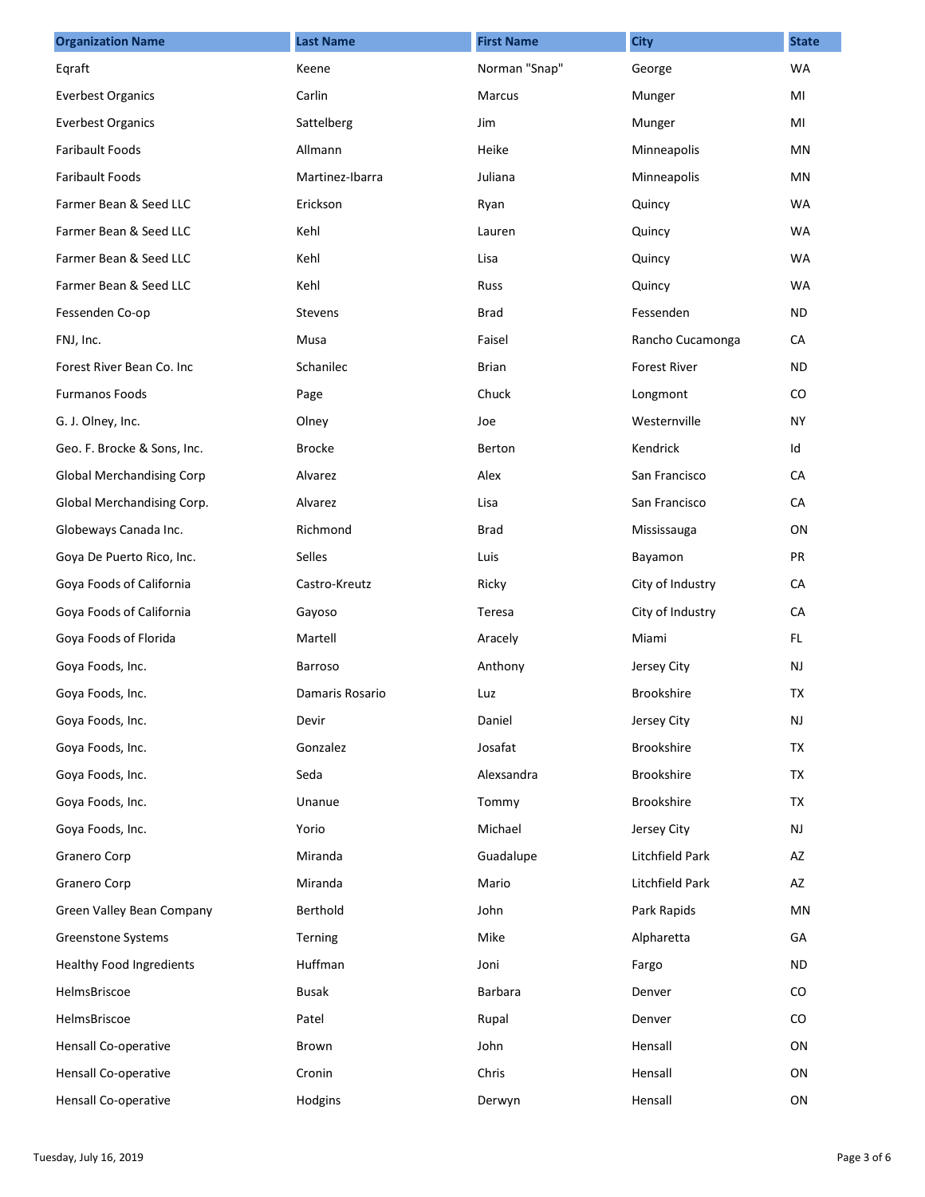| Organization Name | Last Name | First Name | City | State |
|---|---|---|---|---|
| Eqraft | Keene | Norman "Snap" | George | WA |
| Everbest Organics | Carlin | Marcus | Munger | MI |
| Everbest Organics | Sattelberg | Jim | Munger | MI |
| Faribault Foods | Allmann | Heike | Minneapolis | MN |
| Faribault Foods | Martinez-Ibarra | Juliana | Minneapolis | MN |
| Farmer Bean & Seed LLC | Erickson | Ryan | Quincy | WA |
| Farmer Bean & Seed LLC | Kehl | Lauren | Quincy | WA |
| Farmer Bean & Seed LLC | Kehl | Lisa | Quincy | WA |
| Farmer Bean & Seed LLC | Kehl | Russ | Quincy | WA |
| Fessenden Co-op | Stevens | Brad | Fessenden | ND |
| FNJ, Inc. | Musa | Faisel | Rancho Cucamonga | CA |
| Forest River Bean Co. Inc | Schanilec | Brian | Forest River | ND |
| Furmanos Foods | Page | Chuck | Longmont | CO |
| G. J. Olney, Inc. | Olney | Joe | Westernville | NY |
| Geo. F. Brocke & Sons, Inc. | Brocke | Berton | Kendrick | Id |
| Global Merchandising Corp | Alvarez | Alex | San Francisco | CA |
| Global Merchandising Corp. | Alvarez | Lisa | San Francisco | CA |
| Globeways Canada Inc. | Richmond | Brad | Mississauga | ON |
| Goya De Puerto Rico, Inc. | Selles | Luis | Bayamon | PR |
| Goya Foods of California | Castro-Kreutz | Ricky | City of Industry | CA |
| Goya Foods of California | Gayoso | Teresa | City of Industry | CA |
| Goya Foods of Florida | Martell | Aracely | Miami | FL |
| Goya Foods, Inc. | Barroso | Anthony | Jersey City | NJ |
| Goya Foods, Inc. | Damaris Rosario | Luz | Brookshire | TX |
| Goya Foods, Inc. | Devir | Daniel | Jersey City | NJ |
| Goya Foods, Inc. | Gonzalez | Josafat | Brookshire | TX |
| Goya Foods, Inc. | Seda | Alexsandra | Brookshire | TX |
| Goya Foods, Inc. | Unanue | Tommy | Brookshire | TX |
| Goya Foods, Inc. | Yorio | Michael | Jersey City | NJ |
| Granero Corp | Miranda | Guadalupe | Litchfield Park | AZ |
| Granero Corp | Miranda | Mario | Litchfield Park | AZ |
| Green Valley Bean Company | Berthold | John | Park Rapids | MN |
| Greenstone Systems | Terning | Mike | Alpharetta | GA |
| Healthy Food Ingredients | Huffman | Joni | Fargo | ND |
| HelmsBriscoe | Busak | Barbara | Denver | CO |
| HelmsBriscoe | Patel | Rupal | Denver | CO |
| Hensall Co-operative | Brown | John | Hensall | ON |
| Hensall Co-operative | Cronin | Chris | Hensall | ON |
| Hensall Co-operative | Hodgins | Derwyn | Hensall | ON |

Tuesday, July 16, 2019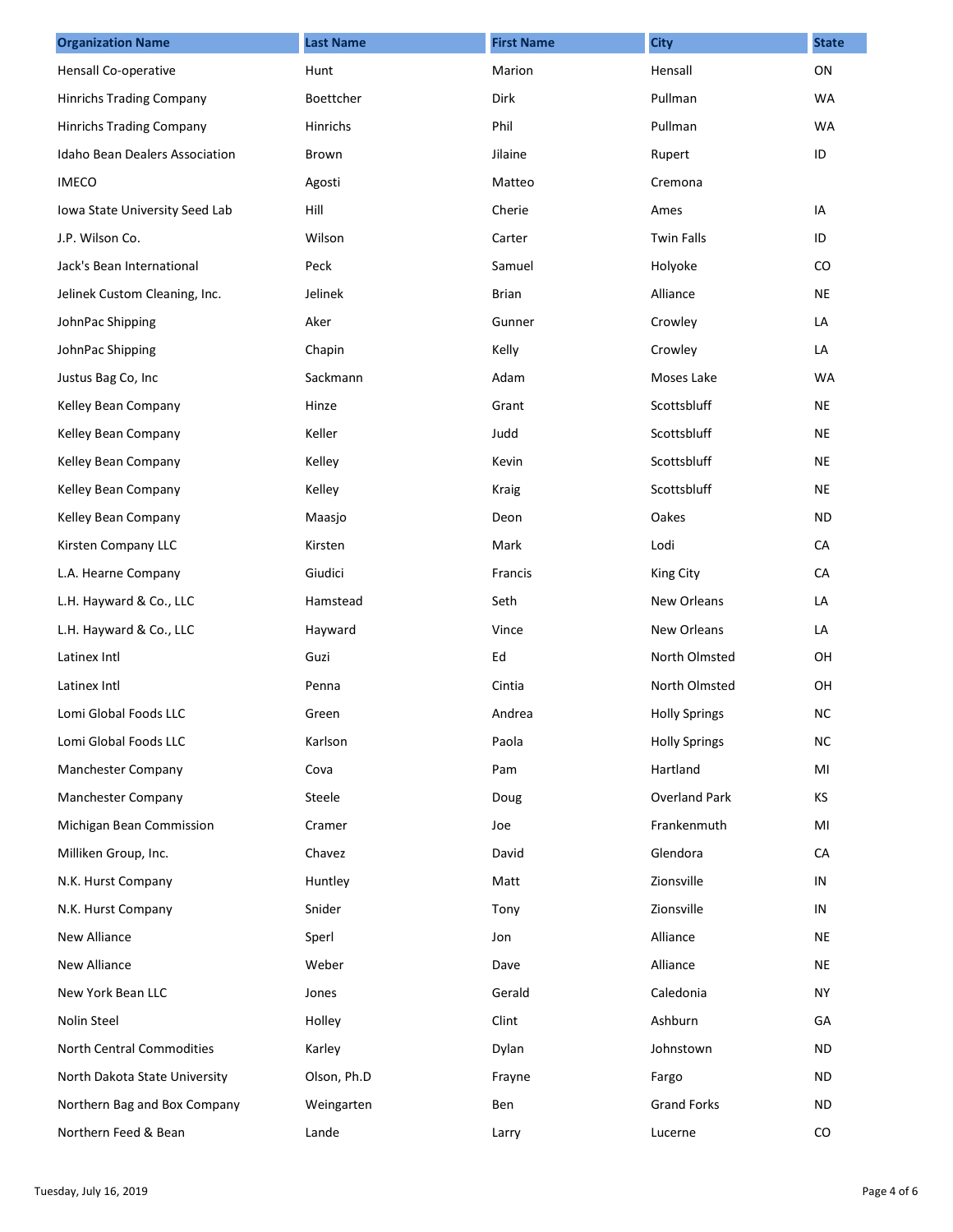| Organization Name | Last Name | First Name | City | State |
| --- | --- | --- | --- | --- |
| Hensall Co-operative | Hunt | Marion | Hensall | ON |
| Hinrichs Trading Company | Boettcher | Dirk | Pullman | WA |
| Hinrichs Trading Company | Hinrichs | Phil | Pullman | WA |
| Idaho Bean Dealers Association | Brown | Jilaine | Rupert | ID |
| IMECO | Agosti | Matteo | Cremona | |
| Iowa State University Seed Lab | Hill | Cherie | Ames | IA |
| J.P. Wilson Co. | Wilson | Carter | Twin Falls | ID |
| Jack's Bean International | Peck | Samuel | Holyoke | CO |
| Jelinek Custom Cleaning, Inc. | Jelinek | Brian | Alliance | NE |
| JohnPac Shipping | Aker | Gunner | Crowley | LA |
| JohnPac Shipping | Chapin | Kelly | Crowley | LA |
| Justus Bag Co, Inc | Sackmann | Adam | Moses Lake | WA |
| Kelley Bean Company | Hinze | Grant | Scottsbluff | NE |
| Kelley Bean Company | Keller | Judd | Scottsbluff | NE |
| Kelley Bean Company | Kelley | Kevin | Scottsbluff | NE |
| Kelley Bean Company | Kelley | Kraig | Scottsbluff | NE |
| Kelley Bean Company | Maasjo | Deon | Oakes | ND |
| Kirsten Company LLC | Kirsten | Mark | Lodi | CA |
| L.A. Hearne Company | Giudici | Francis | King City | CA |
| L.H. Hayward & Co., LLC | Hamstead | Seth | New Orleans | LA |
| L.H. Hayward & Co., LLC | Hayward | Vince | New Orleans | LA |
| Latinex Intl | Guzi | Ed | North Olmsted | OH |
| Latinex Intl | Penna | Cintia | North Olmsted | OH |
| Lomi Global Foods LLC | Green | Andrea | Holly Springs | NC |
| Lomi Global Foods LLC | Karlson | Paola | Holly Springs | NC |
| Manchester Company | Cova | Pam | Hartland | MI |
| Manchester Company | Steele | Doug | Overland Park | KS |
| Michigan Bean Commission | Cramer | Joe | Frankenmuth | MI |
| Milliken Group, Inc. | Chavez | David | Glendora | CA |
| N.K. Hurst Company | Huntley | Matt | Zionsville | IN |
| N.K. Hurst Company | Snider | Tony | Zionsville | IN |
| New Alliance | Sperl | Jon | Alliance | NE |
| New Alliance | Weber | Dave | Alliance | NE |
| New York Bean LLC | Jones | Gerald | Caledonia | NY |
| Nolin Steel | Holley | Clint | Ashburn | GA |
| North Central Commodities | Karley | Dylan | Johnstown | ND |
| North Dakota State University | Olson, Ph.D | Frayne | Fargo | ND |
| Northern Bag and Box Company | Weingarten | Ben | Grand Forks | ND |
| Northern Feed & Bean | Lande | Larry | Lucerne | CO |

Tuesday, July 16, 2019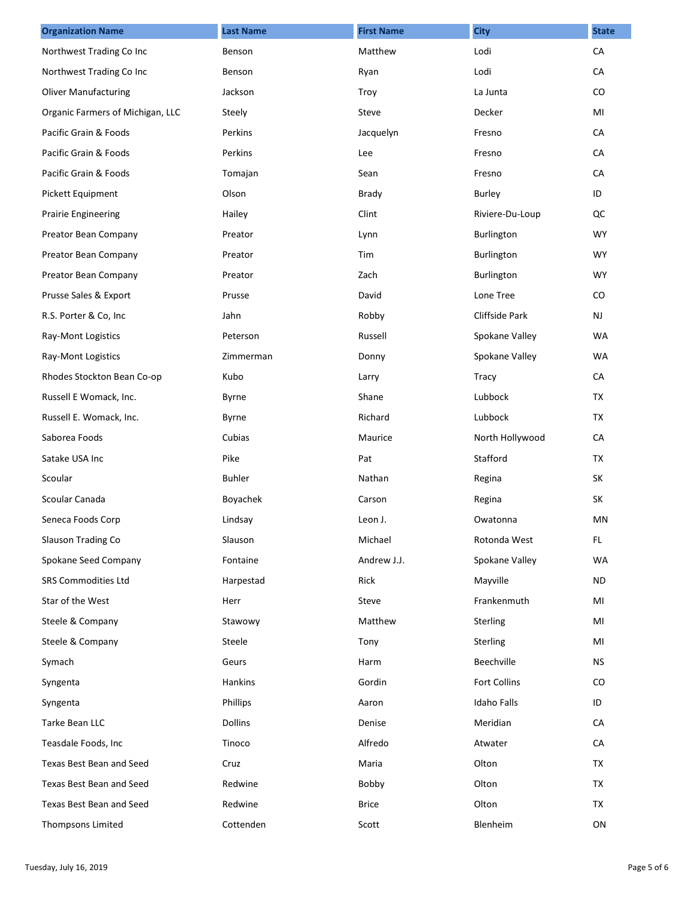| Organization Name | Last Name | First Name | City | State |
|---|---|---|---|---|
| Northwest Trading Co Inc | Benson | Matthew | Lodi | CA |
| Northwest Trading Co Inc | Benson | Ryan | Lodi | CA |
| Oliver Manufacturing | Jackson | Troy | La Junta | CO |
| Organic Farmers of Michigan, LLC | Steely | Steve | Decker | MI |
| Pacific Grain & Foods | Perkins | Jacquelyn | Fresno | CA |
| Pacific Grain & Foods | Perkins | Lee | Fresno | CA |
| Pacific Grain & Foods | Tomajan | Sean | Fresno | CA |
| Pickett Equipment | Olson | Brady | Burley | ID |
| Prairie Engineering | Hailey | Clint | Riviere-Du-Loup | QC |
| Preator Bean Company | Preator | Lynn | Burlington | WY |
| Preator Bean Company | Preator | Tim | Burlington | WY |
| Preator Bean Company | Preator | Zach | Burlington | WY |
| Prusse Sales & Export | Prusse | David | Lone Tree | CO |
| R.S. Porter & Co, Inc | Jahn | Robby | Cliffside Park | NJ |
| Ray-Mont Logistics | Peterson | Russell | Spokane Valley | WA |
| Ray-Mont Logistics | Zimmerman | Donny | Spokane Valley | WA |
| Rhodes Stockton Bean Co-op | Kubo | Larry | Tracy | CA |
| Russell E Womack, Inc. | Byrne | Shane | Lubbock | TX |
| Russell E. Womack, Inc. | Byrne | Richard | Lubbock | TX |
| Saborea Foods | Cubias | Maurice | North Hollywood | CA |
| Satake USA Inc | Pike | Pat | Stafford | TX |
| Scoular | Buhler | Nathan | Regina | SK |
| Scoular Canada | Boyachek | Carson | Regina | SK |
| Seneca Foods Corp | Lindsay | Leon J. | Owatonna | MN |
| Slauson Trading Co | Slauson | Michael | Rotonda West | FL |
| Spokane Seed Company | Fontaine | Andrew J.J. | Spokane Valley | WA |
| SRS Commodities Ltd | Harpestad | Rick | Mayville | ND |
| Star of the West | Herr | Steve | Frankenmuth | MI |
| Steele & Company | Stawowy | Matthew | Sterling | MI |
| Steele & Company | Steele | Tony | Sterling | MI |
| Symach | Geurs | Harm | Beechville | NS |
| Syngenta | Hankins | Gordin | Fort Collins | CO |
| Syngenta | Phillips | Aaron | Idaho Falls | ID |
| Tarke Bean LLC | Dollins | Denise | Meridian | CA |
| Teasdale Foods, Inc | Tinoco | Alfredo | Atwater | CA |
| Texas Best Bean and Seed | Cruz | Maria | Olton | TX |
| Texas Best Bean and Seed | Redwine | Bobby | Olton | TX |
| Texas Best Bean and Seed | Redwine | Brice | Olton | TX |
| Thompsons Limited | Cottenden | Scott | Blenheim | ON |

Tuesday, July 16, 2019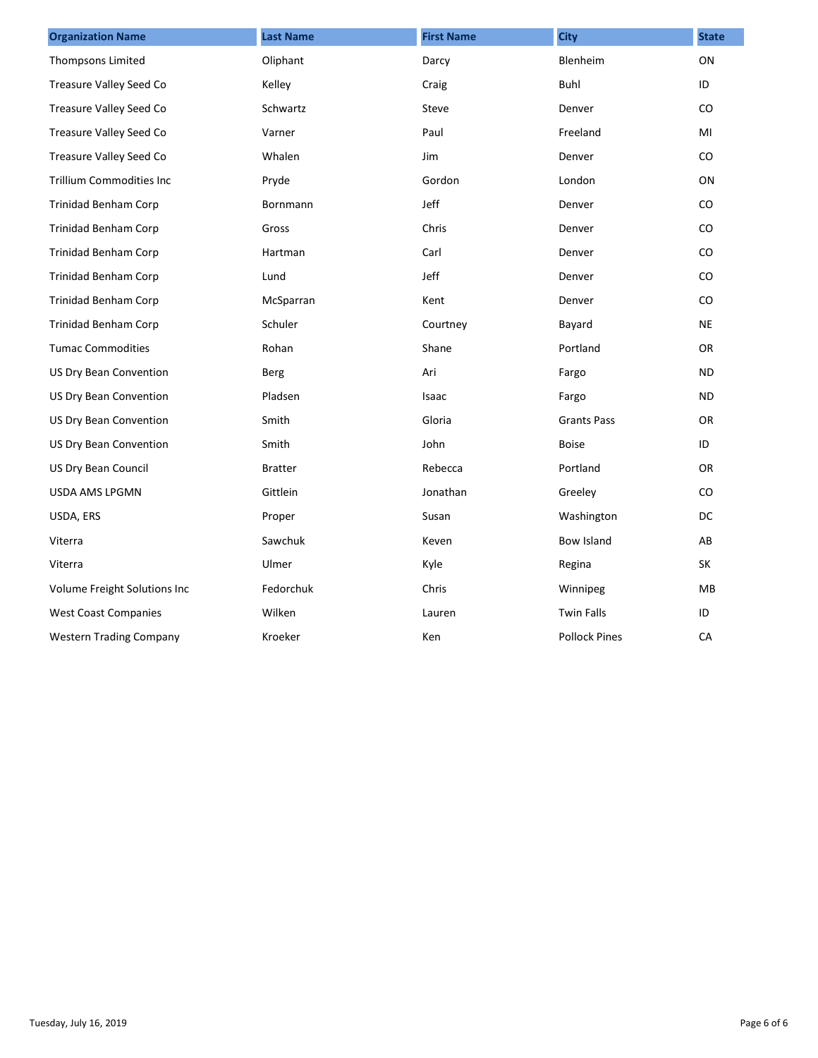| Organization Name | Last Name | First Name | City | State |
| --- | --- | --- | --- | --- |
| Thompsons Limited | Oliphant | Darcy | Blenheim | ON |
| Treasure Valley Seed Co | Kelley | Craig | Buhl | ID |
| Treasure Valley Seed Co | Schwartz | Steve | Denver | CO |
| Treasure Valley Seed Co | Varner | Paul | Freeland | MI |
| Treasure Valley Seed Co | Whalen | Jim | Denver | CO |
| Trillium Commodities Inc | Pryde | Gordon | London | ON |
| Trinidad Benham Corp | Bornmann | Jeff | Denver | CO |
| Trinidad Benham Corp | Gross | Chris | Denver | CO |
| Trinidad Benham Corp | Hartman | Carl | Denver | CO |
| Trinidad Benham Corp | Lund | Jeff | Denver | CO |
| Trinidad Benham Corp | McSparran | Kent | Denver | CO |
| Trinidad Benham Corp | Schuler | Courtney | Bayard | NE |
| Tumac Commodities | Rohan | Shane | Portland | OR |
| US Dry Bean Convention | Berg | Ari | Fargo | ND |
| US Dry Bean Convention | Pladsen | Isaac | Fargo | ND |
| US Dry Bean Convention | Smith | Gloria | Grants Pass | OR |
| US Dry Bean Convention | Smith | John | Boise | ID |
| US Dry Bean Council | Bratter | Rebecca | Portland | OR |
| USDA AMS LPGMN | Gittlein | Jonathan | Greeley | CO |
| USDA, ERS | Proper | Susan | Washington | DC |
| Viterra | Sawchuk | Keven | Bow Island | AB |
| Viterra | Ulmer | Kyle | Regina | SK |
| Volume Freight Solutions Inc | Fedorchuk | Chris | Winnipeg | MB |
| West Coast Companies | Wilken | Lauren | Twin Falls | ID |
| Western Trading Company | Kroeker | Ken | Pollock Pines | CA |

Tuesday, July 16, 2019